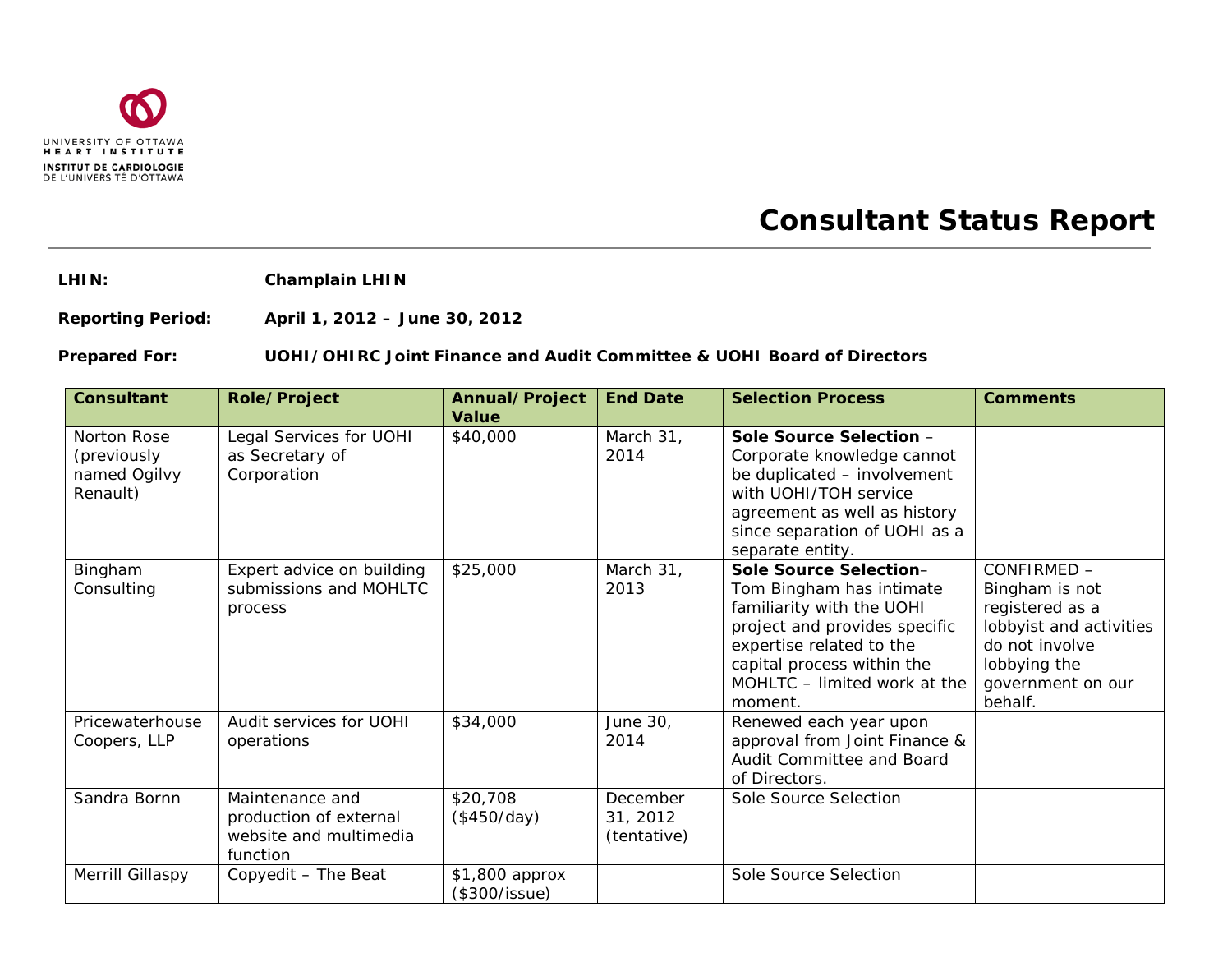UNIVERSITY OF OTTAWA
HEART INSTITUTE
INSTITUT DE CARDIOLOGIE
DE L'UNIVERSITÉ D'OTTAWA

# Consultant Status Report

**LHIN:** **Champlain LHIN**

**Reporting Period:** **April 1, 2012 – June 30, 2012**

**Prepared For:** **UOHI/OHIRC Joint Finance and Audit Committee & UOHI Board of Directors**

| Consultant | Role/Project | Annual/Project Value | End Date | Selection Process | Comments |
|---|---|---|---|---|---|
| Norton Rose (previously named Ogilvy Renault) | Legal Services for UOHI as Secretary of Corporation | $40,000 | March 31, 2014 | **Sole Source Selection** – Corporate knowledge cannot be duplicated – involvement with UOHI/TOH service agreement as well as history since separation of UOHI as a separate entity. | |
| Bingham Consulting | Expert advice on building submissions and MOHLTC process | $25,000 | March 31, 2013 | **Sole Source Selection**– Tom Bingham has intimate familiarity with the UOHI project and provides specific expertise related to the capital process within the MOHLTC – limited work at the moment. | CONFIRMED – Bingham is not registered as a lobbyist and activities do not involve lobbying the government on our behalf. |
| Pricewaterhouse Coopers, LLP | Audit services for UOHI operations | $34,000 | June 30, 2014 | Renewed each year upon approval from Joint Finance & Audit Committee and Board of Directors. | |
| Sandra Bornn | Maintenance and production of external website and multimedia function | $20,708 ($450/day) | December 31, 2012 (tentative) | Sole Source Selection | |
| Merrill Gillaspy | Copyedit – The Beat | $1,800 approx ($300/issue) | | Sole Source Selection | |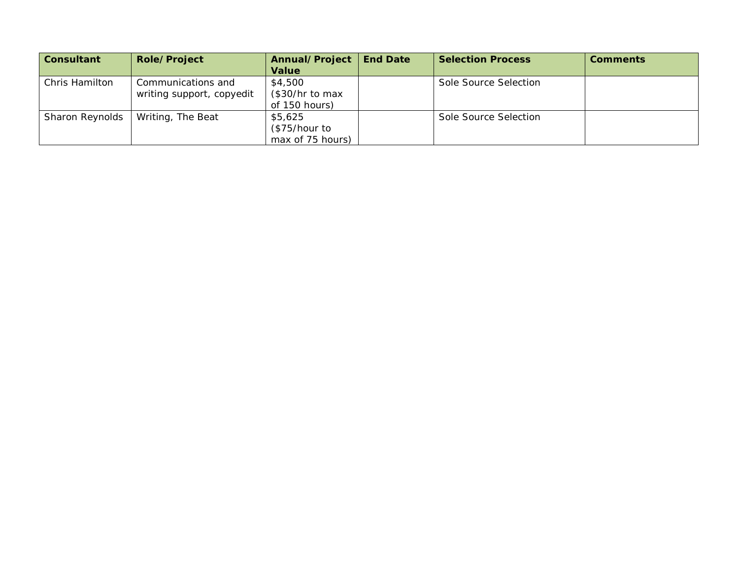| Consultant | Role/Project | Annual/Project Value | End Date | Selection Process | Comments |
|---|---|---|---|---|---|
| Chris Hamilton | Communications and writing support, copyedit | $4,500 ($30/hr to max of 150 hours) | | Sole Source Selection | |
| Sharon Reynolds | Writing, The Beat | $5,625 ($75/hour to max of 75 hours) | | Sole Source Selection | |